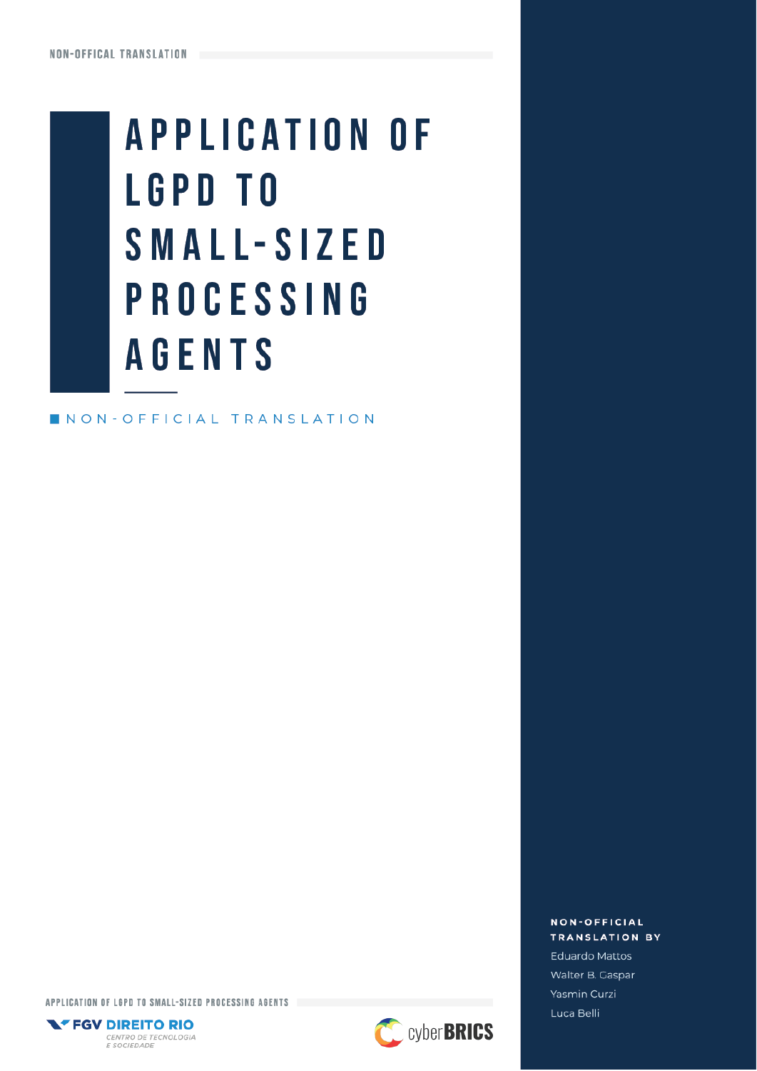# APPLICATION OF LGPD TO SMALL-SIZED PROCESSING AGENTS

NON-OFFICIAL TRANSLATION

**NON-OFFICIAL TRANSLATION BY**

Eduardo Mattos
Walter B. Gaspar
Yasmin Curzi
Luca Belli

FGV DIREITO RIO
CENTRO DE TECNOLOGIA E SOCIEDADE

cyberBRICS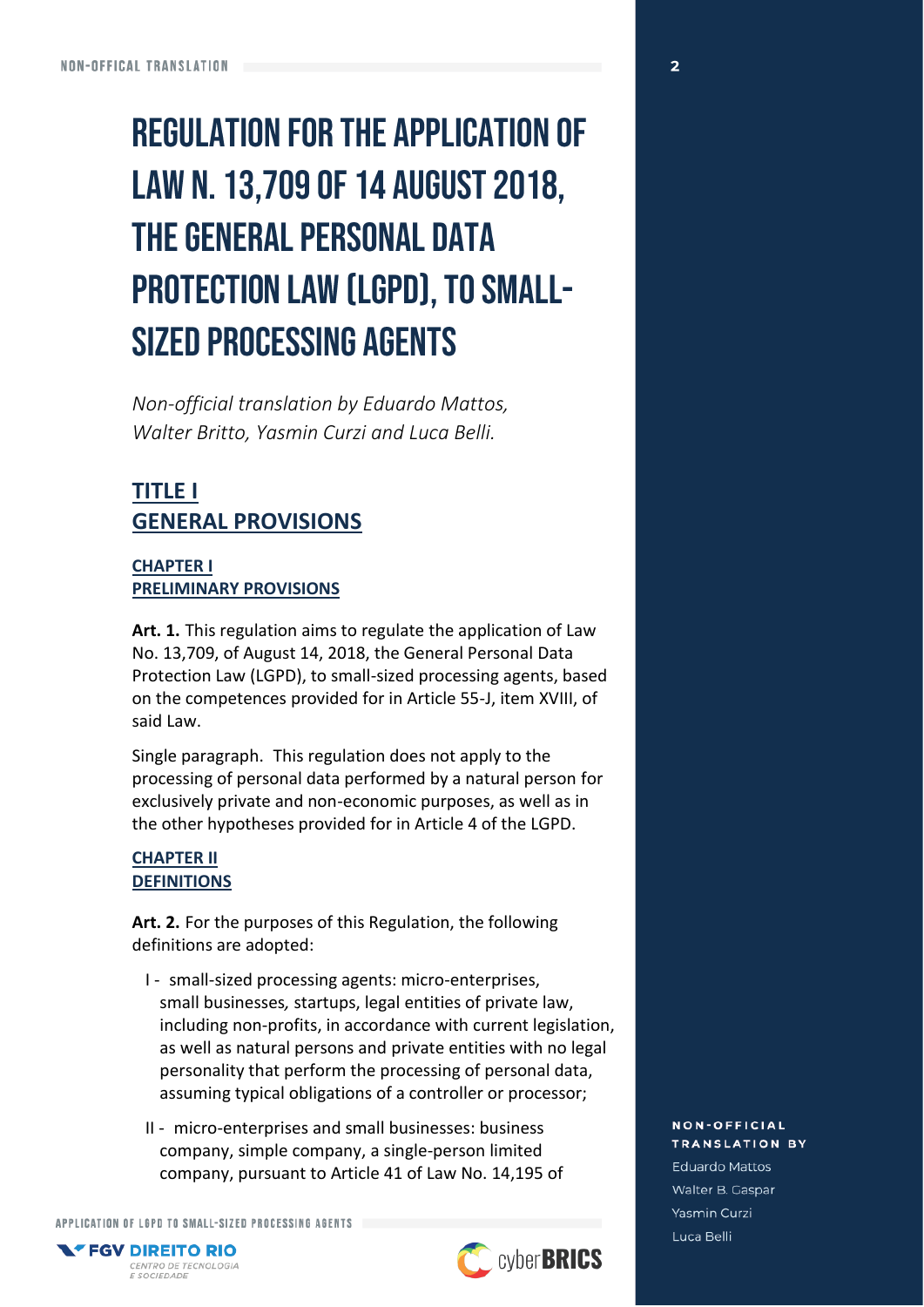# REGULATION FOR THE APPLICATION OF LAW N. 13,709 OF 14 AUGUST 2018, THE GENERAL PERSONAL DATA PROTECTION LAW (LGPD), TO SMALL-SIZED PROCESSING AGENTS

*Non-official translation by Eduardo Mattos, Walter Britto, Yasmin Curzi and Luca Belli.*

## TITLE I
## GENERAL PROVISIONS

### CHAPTER I
### PRELIMINARY PROVISIONS

**Art. 1.** This regulation aims to regulate the application of Law No. 13,709, of August 14, 2018, the General Personal Data Protection Law (LGPD), to small-sized processing agents, based on the competences provided for in Article 55-J, item XVIII, of said Law.

Single paragraph. This regulation does not apply to the processing of personal data performed by a natural person for exclusively private and non-economic purposes, as well as in the other hypotheses provided for in Article 4 of the LGPD.

### CHAPTER II
### DEFINITIONS

**Art. 2.** For the purposes of this Regulation, the following definitions are adopted:

I - small-sized processing agents: micro-enterprises, small businesses, startups, legal entities of private law, including non-profits, in accordance with current legislation, as well as natural persons and private entities with no legal personality that perform the processing of personal data, assuming typical obligations of a controller or processor;

II - micro-enterprises and small businesses: business company, simple company, a single-person limited company, pursuant to Article 41 of Law No. 14,195 of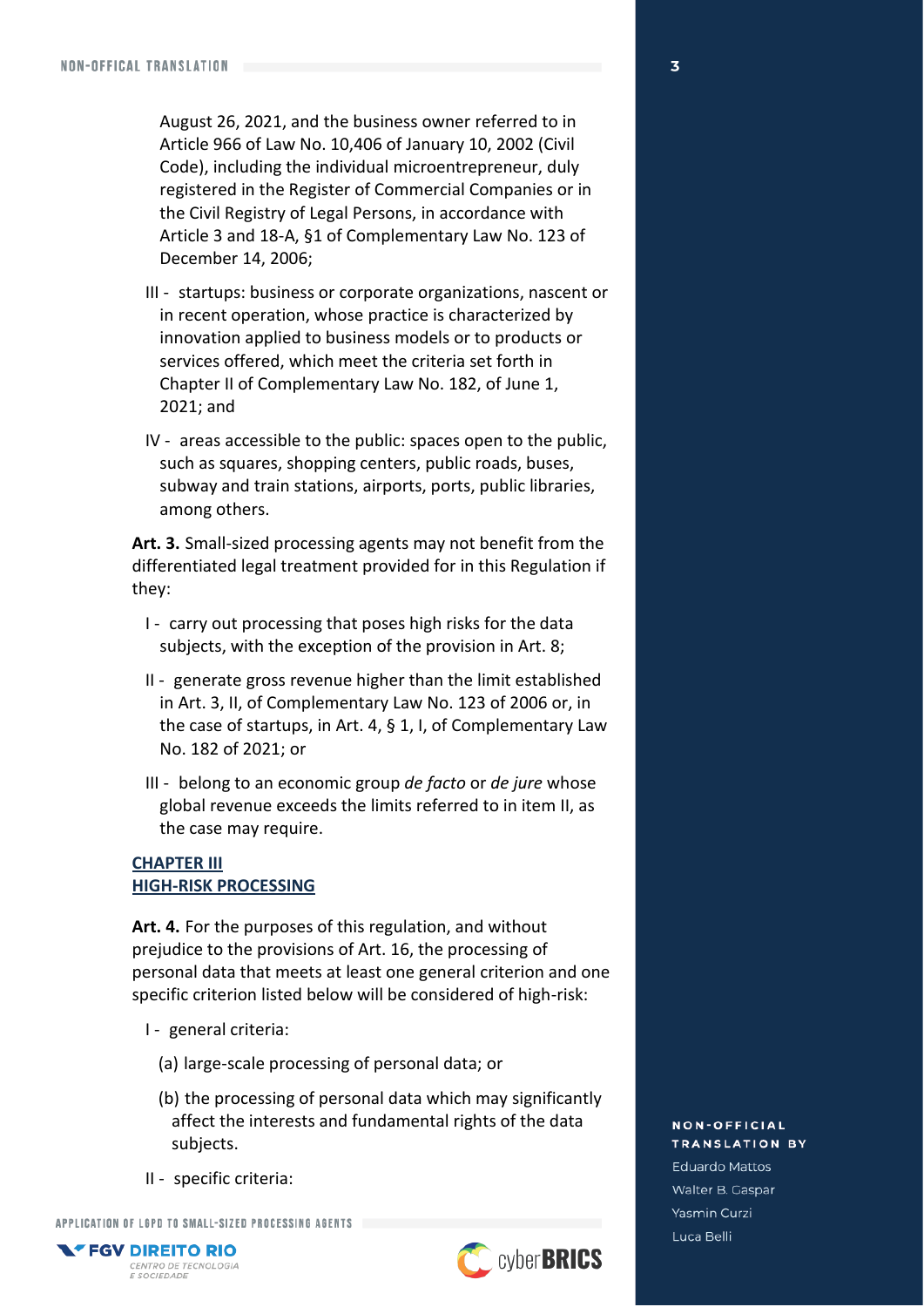August 26, 2021, and the business owner referred to in Article 966 of Law No. 10,406 of January 10, 2002 (Civil Code), including the individual microentrepreneur, duly registered in the Register of Commercial Companies or in the Civil Registry of Legal Persons, in accordance with Article 3 and 18-A, §1 of Complementary Law No. 123 of December 14, 2006;

III - startups: business or corporate organizations, nascent or in recent operation, whose practice is characterized by innovation applied to business models or to products or services offered, which meet the criteria set forth in Chapter II of Complementary Law No. 182, of June 1, 2021; and

IV - areas accessible to the public: spaces open to the public, such as squares, shopping centers, public roads, buses, subway and train stations, airports, ports, public libraries, among others.

**Art. 3.** Small-sized processing agents may not benefit from the differentiated legal treatment provided for in this Regulation if they:

I - carry out processing that poses high risks for the data subjects, with the exception of the provision in Art. 8;

II - generate gross revenue higher than the limit established in Art. 3, II, of Complementary Law No. 123 of 2006 or, in the case of startups, in Art. 4, § 1, I, of Complementary Law No. 182 of 2021; or

III - belong to an economic group *de facto* or *de jure* whose global revenue exceeds the limits referred to in item II, as the case may require.

## CHAPTER III
## HIGH-RISK PROCESSING

**Art. 4.** For the purposes of this regulation, and without prejudice to the provisions of Art. 16, the processing of personal data that meets at least one general criterion and one specific criterion listed below will be considered of high-risk:

I - general criteria:

(a) large-scale processing of personal data; or

(b) the processing of personal data which may significantly affect the interests and fundamental rights of the data subjects.

II - specific criteria: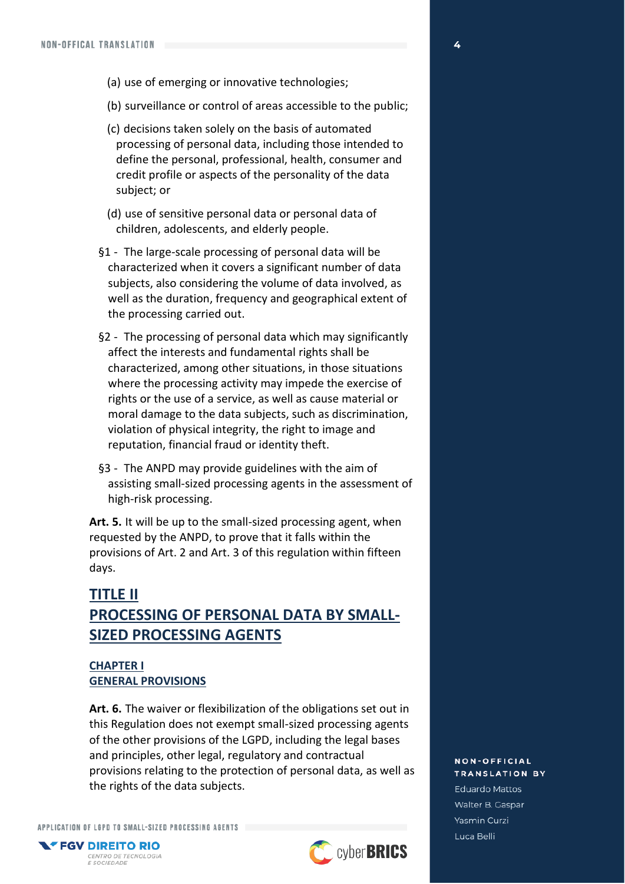(a) use of emerging or innovative technologies;

(b) surveillance or control of areas accessible to the public;

(c) decisions taken solely on the basis of automated processing of personal data, including those intended to define the personal, professional, health, consumer and credit profile or aspects of the personality of the data subject; or

(d) use of sensitive personal data or personal data of children, adolescents, and elderly people.

§1 - The large-scale processing of personal data will be characterized when it covers a significant number of data subjects, also considering the volume of data involved, as well as the duration, frequency and geographical extent of the processing carried out.

§2 - The processing of personal data which may significantly affect the interests and fundamental rights shall be characterized, among other situations, in those situations where the processing activity may impede the exercise of rights or the use of a service, as well as cause material or moral damage to the data subjects, such as discrimination, violation of physical integrity, the right to image and reputation, financial fraud or identity theft.

§3 - The ANPD may provide guidelines with the aim of assisting small-sized processing agents in the assessment of high-risk processing.

**Art. 5.** It will be up to the small-sized processing agent, when requested by the ANPD, to prove that it falls within the provisions of Art. 2 and Art. 3 of this regulation within fifteen days.

## TITLE II
## PROCESSING OF PERSONAL DATA BY SMALL-SIZED PROCESSING AGENTS

### CHAPTER I
### GENERAL PROVISIONS

**Art. 6.** The waiver or flexibilization of the obligations set out in this Regulation does not exempt small-sized processing agents of the other provisions of the LGPD, including the legal bases and principles, other legal, regulatory and contractual provisions relating to the protection of personal data, as well as the rights of the data subjects.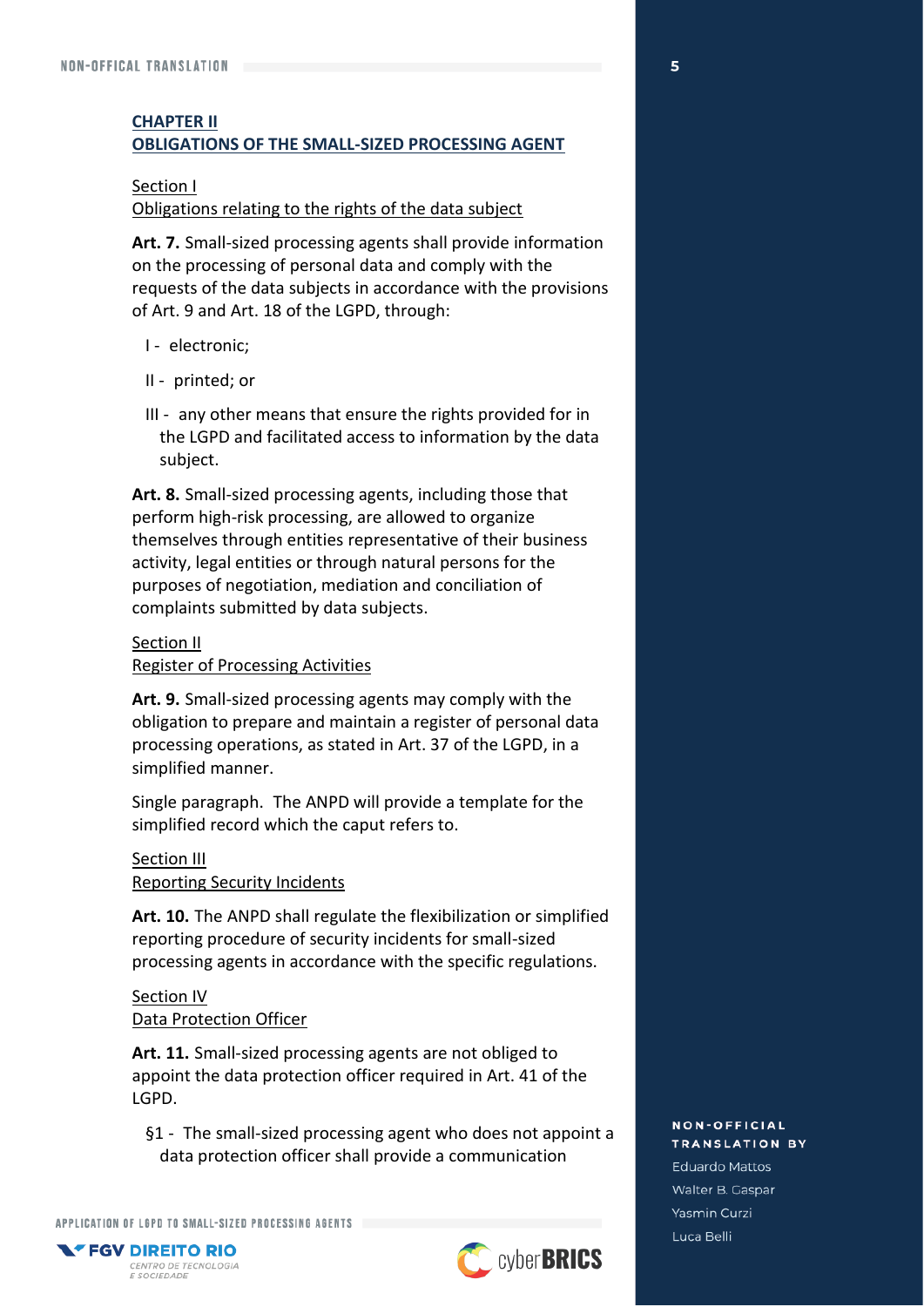## CHAPTER II
## OBLIGATIONS OF THE SMALL-SIZED PROCESSING AGENT

### Section I
### Obligations relating to the rights of the data subject

**Art. 7.** Small-sized processing agents shall provide information on the processing of personal data and comply with the requests of the data subjects in accordance with the provisions of Art. 9 and Art. 18 of the LGPD, through:

I - electronic;

II - printed; or

III - any other means that ensure the rights provided for in the LGPD and facilitated access to information by the data subject.

**Art. 8.** Small-sized processing agents, including those that perform high-risk processing, are allowed to organize themselves through entities representative of their business activity, legal entities or through natural persons for the purposes of negotiation, mediation and conciliation of complaints submitted by data subjects.

### Section II
### Register of Processing Activities

**Art. 9.** Small-sized processing agents may comply with the obligation to prepare and maintain a register of personal data processing operations, as stated in Art. 37 of the LGPD, in a simplified manner.

Single paragraph. The ANPD will provide a template for the simplified record which the caput refers to.

### Section III
### Reporting Security Incidents

**Art. 10.** The ANPD shall regulate the flexibilization or simplified reporting procedure of security incidents for small-sized processing agents in accordance with the specific regulations.

### Section IV
### Data Protection Officer

**Art. 11.** Small-sized processing agents are not obliged to appoint the data protection officer required in Art. 41 of the LGPD.

§1 - The small-sized processing agent who does not appoint a data protection officer shall provide a communication

NON-OFFICIAL TRANSLATION BY
Eduardo Mattos
Walter B. Gaspar
Yasmin Curzi
Luca Belli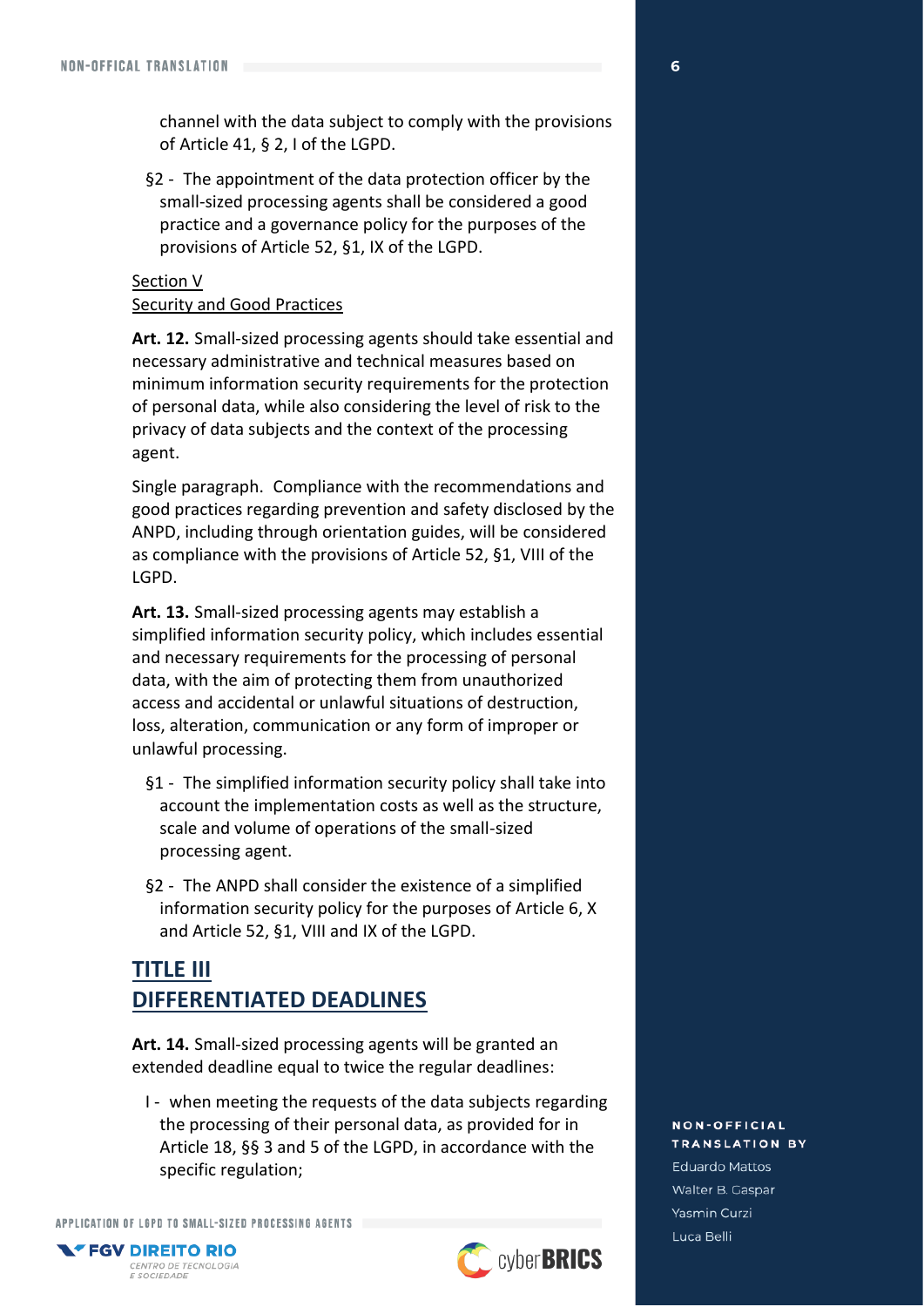channel with the data subject to comply with the provisions of Article 41, § 2, I of the LGPD.

§2 - The appointment of the data protection officer by the small-sized processing agents shall be considered a good practice and a governance policy for the purposes of the provisions of Article 52, §1, IX of the LGPD.

Section V
Security and Good Practices

**Art. 12.** Small-sized processing agents should take essential and necessary administrative and technical measures based on minimum information security requirements for the protection of personal data, while also considering the level of risk to the privacy of data subjects and the context of the processing agent.

Single paragraph. Compliance with the recommendations and good practices regarding prevention and safety disclosed by the ANPD, including through orientation guides, will be considered as compliance with the provisions of Article 52, §1, VIII of the LGPD.

**Art. 13.** Small-sized processing agents may establish a simplified information security policy, which includes essential and necessary requirements for the processing of personal data, with the aim of protecting them from unauthorized access and accidental or unlawful situations of destruction, loss, alteration, communication or any form of improper or unlawful processing.

§1 - The simplified information security policy shall take into account the implementation costs as well as the structure, scale and volume of operations of the small-sized processing agent.

§2 - The ANPD shall consider the existence of a simplified information security policy for the purposes of Article 6, X and Article 52, §1, VIII and IX of the LGPD.

## TITLE III
## DIFFERENTIATED DEADLINES

**Art. 14.** Small-sized processing agents will be granted an extended deadline equal to twice the regular deadlines:

I - when meeting the requests of the data subjects regarding the processing of their personal data, as provided for in Article 18, §§ 3 and 5 of the LGPD, in accordance with the specific regulation;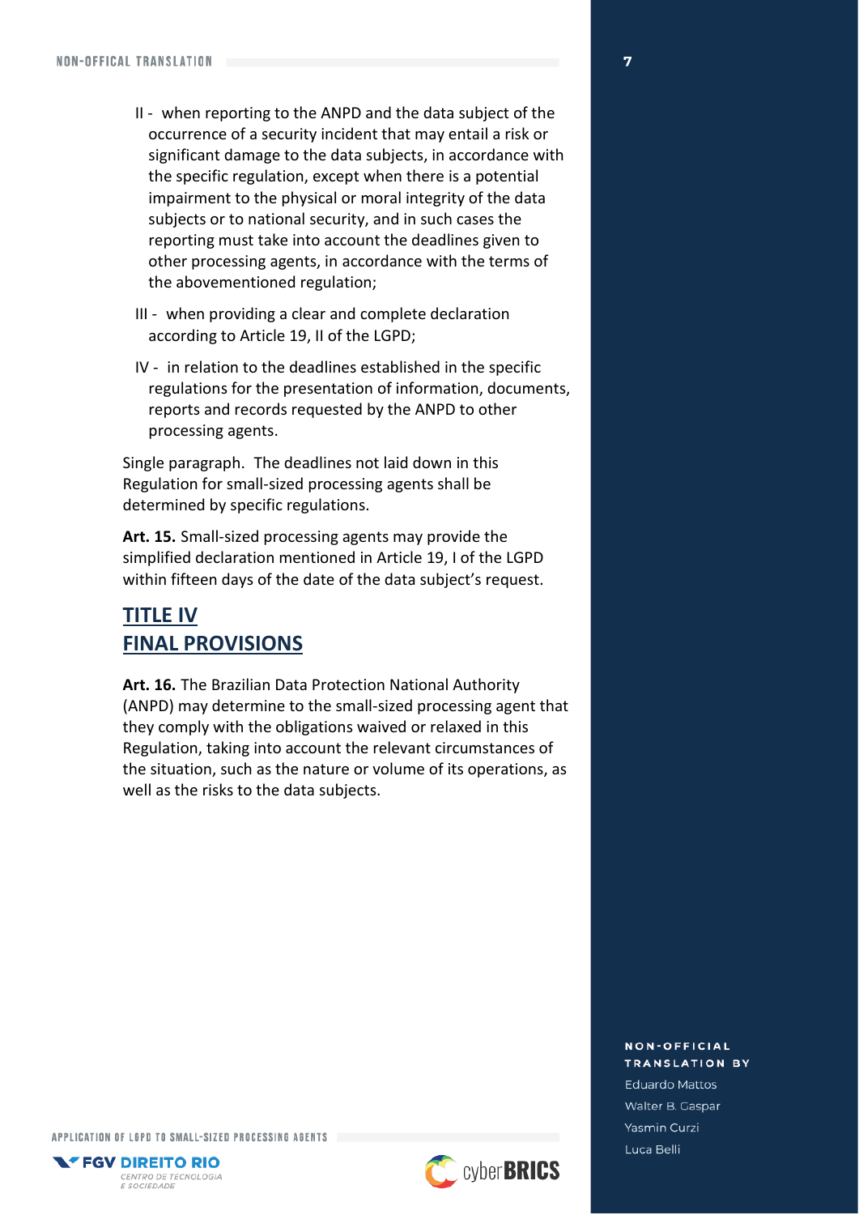II - when reporting to the ANPD and the data subject of the occurrence of a security incident that may entail a risk or significant damage to the data subjects, in accordance with the specific regulation, except when there is a potential impairment to the physical or moral integrity of the data subjects or to national security, and in such cases the reporting must take into account the deadlines given to other processing agents, in accordance with the terms of the abovementioned regulation;

III - when providing a clear and complete declaration according to Article 19, II of the LGPD;

IV - in relation to the deadlines established in the specific regulations for the presentation of information, documents, reports and records requested by the ANPD to other processing agents.

Single paragraph. The deadlines not laid down in this Regulation for small-sized processing agents shall be determined by specific regulations.

**Art. 15.** Small-sized processing agents may provide the simplified declaration mentioned in Article 19, I of the LGPD within fifteen days of the date of the data subject's request.

## TITLE IV
## FINAL PROVISIONS

**Art. 16.** The Brazilian Data Protection National Authority (ANPD) may determine to the small-sized processing agent that they comply with the obligations waived or relaxed in this Regulation, taking into account the relevant circumstances of the situation, such as the nature or volume of its operations, as well as the risks to the data subjects.

NON-OFFICIAL TRANSLATION BY

Eduardo Mattos

Walter B. Gaspar

Yasmin Curzi

Luca Belli